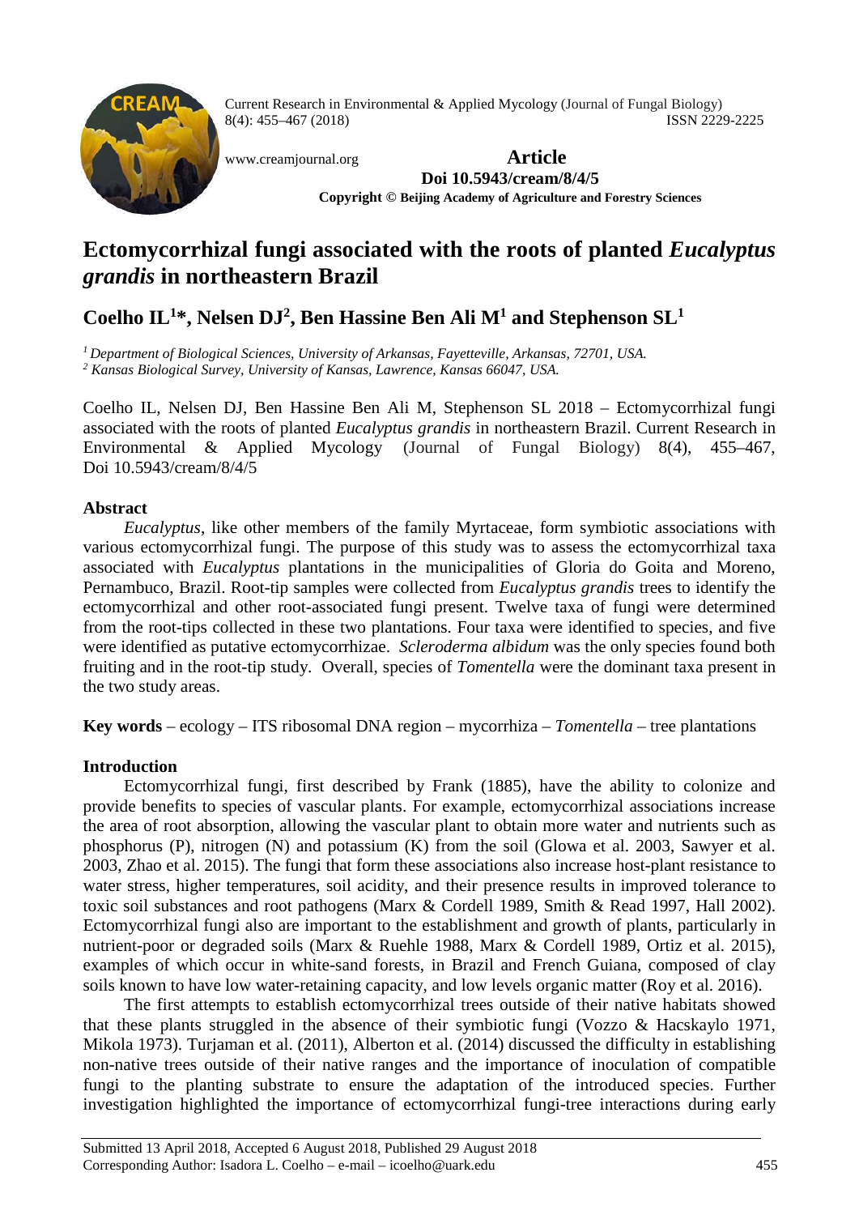Current Research in Environmental & Applied Mycology (Journal of Fungal Biology)
8(4): 455–467 (2018) ISSN 2229-2225

www.creamjournal.org

**Article**
**Doi 10.5943/cream/8/4/5**
**Copyright © Beijing Academy of Agriculture and Forestry Sciences**

# Ectomycorrhizal fungi associated with the roots of planted *Eucalyptus grandis* in northeastern Brazil

## Coelho IL[1]*, Nelsen DJ[2], Ben Hassine Ben Ali M[1] and Stephenson SL[1]

[1] *Department of Biological Sciences, University of Arkansas, Fayetteville, Arkansas, 72701, USA.*
[2] *Kansas Biological Survey, University of Kansas, Lawrence, Kansas 66047, USA.*

Coelho IL, Nelsen DJ, Ben Hassine Ben Ali M, Stephenson SL 2018 – Ectomycorrhizal fungi associated with the roots of planted *Eucalyptus grandis* in northeastern Brazil. Current Research in Environmental & Applied Mycology (Journal of Fungal Biology) 8(4), 455–467, Doi 10.5943/cream/8/4/5

**Abstract**

*Eucalyptus*, like other members of the family Myrtaceae, form symbiotic associations with various ectomycorrhizal fungi. The purpose of this study was to assess the ectomycorrhizal taxa associated with *Eucalyptus* plantations in the municipalities of Gloria do Goita and Moreno, Pernambuco, Brazil. Root-tip samples were collected from *Eucalyptus grandis* trees to identify the ectomycorrhizal and other root-associated fungi present. Twelve taxa of fungi were determined from the root-tips collected in these two plantations. Four taxa were identified to species, and five were identified as putative ectomycorrhizae. *Scleroderma albidum* was the only species found both fruiting and in the root-tip study. Overall, species of *Tomentella* were the dominant taxa present in the two study areas.

**Key words** – ecology – ITS ribosomal DNA region – mycorrhiza – *Tomentella* – tree plantations

**Introduction**

Ectomycorrhizal fungi, first described by Frank (1885), have the ability to colonize and provide benefits to species of vascular plants. For example, ectomycorrhizal associations increase the area of root absorption, allowing the vascular plant to obtain more water and nutrients such as phosphorus (P), nitrogen (N) and potassium (K) from the soil (Glowa et al. 2003, Sawyer et al. 2003, Zhao et al. 2015). The fungi that form these associations also increase host-plant resistance to water stress, higher temperatures, soil acidity, and their presence results in improved tolerance to toxic soil substances and root pathogens (Marx & Cordell 1989, Smith & Read 1997, Hall 2002). Ectomycorrhizal fungi also are important to the establishment and growth of plants, particularly in nutrient-poor or degraded soils (Marx & Ruehle 1988, Marx & Cordell 1989, Ortiz et al. 2015), examples of which occur in white-sand forests, in Brazil and French Guiana, composed of clay soils known to have low water-retaining capacity, and low levels organic matter (Roy et al. 2016).

The first attempts to establish ectomycorrhizal trees outside of their native habitats showed that these plants struggled in the absence of their symbiotic fungi (Vozzo & Hacskaylo 1971, Mikola 1973). Turjaman et al. (2011), Alberton et al. (2014) discussed the difficulty in establishing non-native trees outside of their native ranges and the importance of inoculation of compatible fungi to the planting substrate to ensure the adaptation of the introduced species. Further investigation highlighted the importance of ectomycorrhizal fungi-tree interactions during early

Submitted 13 April 2018, Accepted 6 August 2018, Published 29 August 2018
Corresponding Author: Isadora L. Coelho – e-mail – icoelho@uark.edu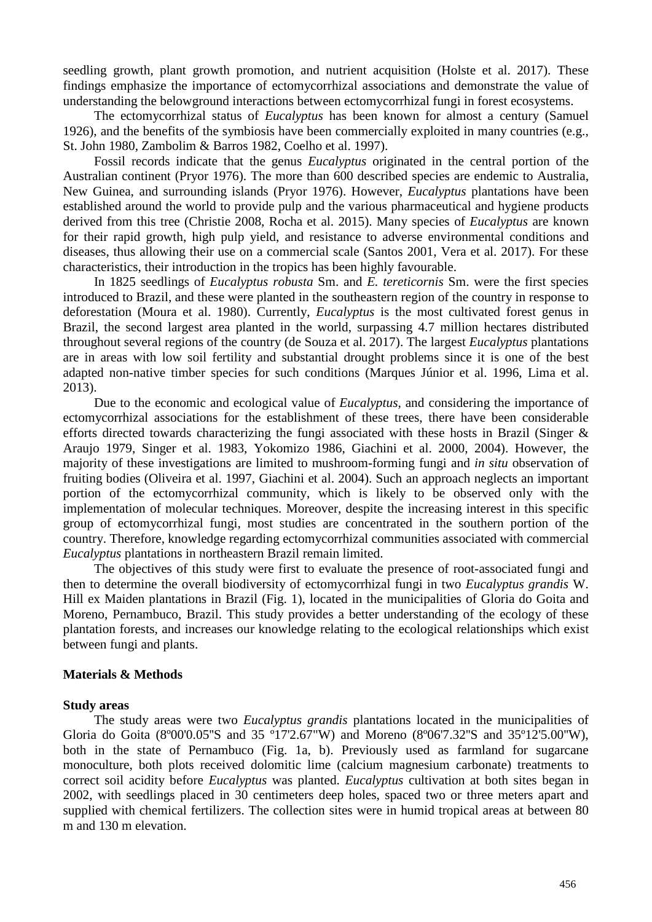seedling growth, plant growth promotion, and nutrient acquisition (Holste et al. 2017). These findings emphasize the importance of ectomycorrhizal associations and demonstrate the value of understanding the belowground interactions between ectomycorrhizal fungi in forest ecosystems.

The ectomycorrhizal status of *Eucalyptus* has been known for almost a century (Samuel 1926), and the benefits of the symbiosis have been commercially exploited in many countries (e.g., St. John 1980, Zambolim & Barros 1982, Coelho et al. 1997).

Fossil records indicate that the genus *Eucalyptus* originated in the central portion of the Australian continent (Pryor 1976). The more than 600 described species are endemic to Australia, New Guinea, and surrounding islands (Pryor 1976). However, *Eucalyptus* plantations have been established around the world to provide pulp and the various pharmaceutical and hygiene products derived from this tree (Christie 2008, Rocha et al. 2015). Many species of *Eucalyptus* are known for their rapid growth, high pulp yield, and resistance to adverse environmental conditions and diseases, thus allowing their use on a commercial scale (Santos 2001, Vera et al. 2017). For these characteristics, their introduction in the tropics has been highly favourable.

In 1825 seedlings of *Eucalyptus robusta* Sm. and *E. tereticornis* Sm. were the first species introduced to Brazil, and these were planted in the southeastern region of the country in response to deforestation (Moura et al. 1980). Currently, *Eucalyptus* is the most cultivated forest genus in Brazil, the second largest area planted in the world, surpassing 4.7 million hectares distributed throughout several regions of the country (de Souza et al. 2017). The largest *Eucalyptus* plantations are in areas with low soil fertility and substantial drought problems since it is one of the best adapted non-native timber species for such conditions (Marques Júnior et al. 1996, Lima et al. 2013).

Due to the economic and ecological value of *Eucalyptus*, and considering the importance of ectomycorrhizal associations for the establishment of these trees, there have been considerable efforts directed towards characterizing the fungi associated with these hosts in Brazil (Singer & Araujo 1979, Singer et al. 1983, Yokomizo 1986, Giachini et al. 2000, 2004). However, the majority of these investigations are limited to mushroom-forming fungi and *in situ* observation of fruiting bodies (Oliveira et al. 1997, Giachini et al. 2004). Such an approach neglects an important portion of the ectomycorrhizal community, which is likely to be observed only with the implementation of molecular techniques. Moreover, despite the increasing interest in this specific group of ectomycorrhizal fungi, most studies are concentrated in the southern portion of the country. Therefore, knowledge regarding ectomycorrhizal communities associated with commercial *Eucalyptus* plantations in northeastern Brazil remain limited.

The objectives of this study were first to evaluate the presence of root-associated fungi and then to determine the overall biodiversity of ectomycorrhizal fungi in two *Eucalyptus grandis* W. Hill ex Maiden plantations in Brazil (Fig. 1), located in the municipalities of Gloria do Goita and Moreno, Pernambuco, Brazil. This study provides a better understanding of the ecology of these plantation forests, and increases our knowledge relating to the ecological relationships which exist between fungi and plants.

## Materials & Methods

### Study areas

The study areas were two *Eucalyptus grandis* plantations located in the municipalities of Gloria do Goita (8º00'0.05"S and 35 º17'2.67"W) and Moreno (8º06'7.32"S and 35º12'5.00"W), both in the state of Pernambuco (Fig. 1a, b). Previously used as farmland for sugarcane monoculture, both plots received dolomitic lime (calcium magnesium carbonate) treatments to correct soil acidity before *Eucalyptus* was planted. *Eucalyptus* cultivation at both sites began in 2002, with seedlings placed in 30 centimeters deep holes, spaced two or three meters apart and supplied with chemical fertilizers. The collection sites were in humid tropical areas at between 80 m and 130 m elevation.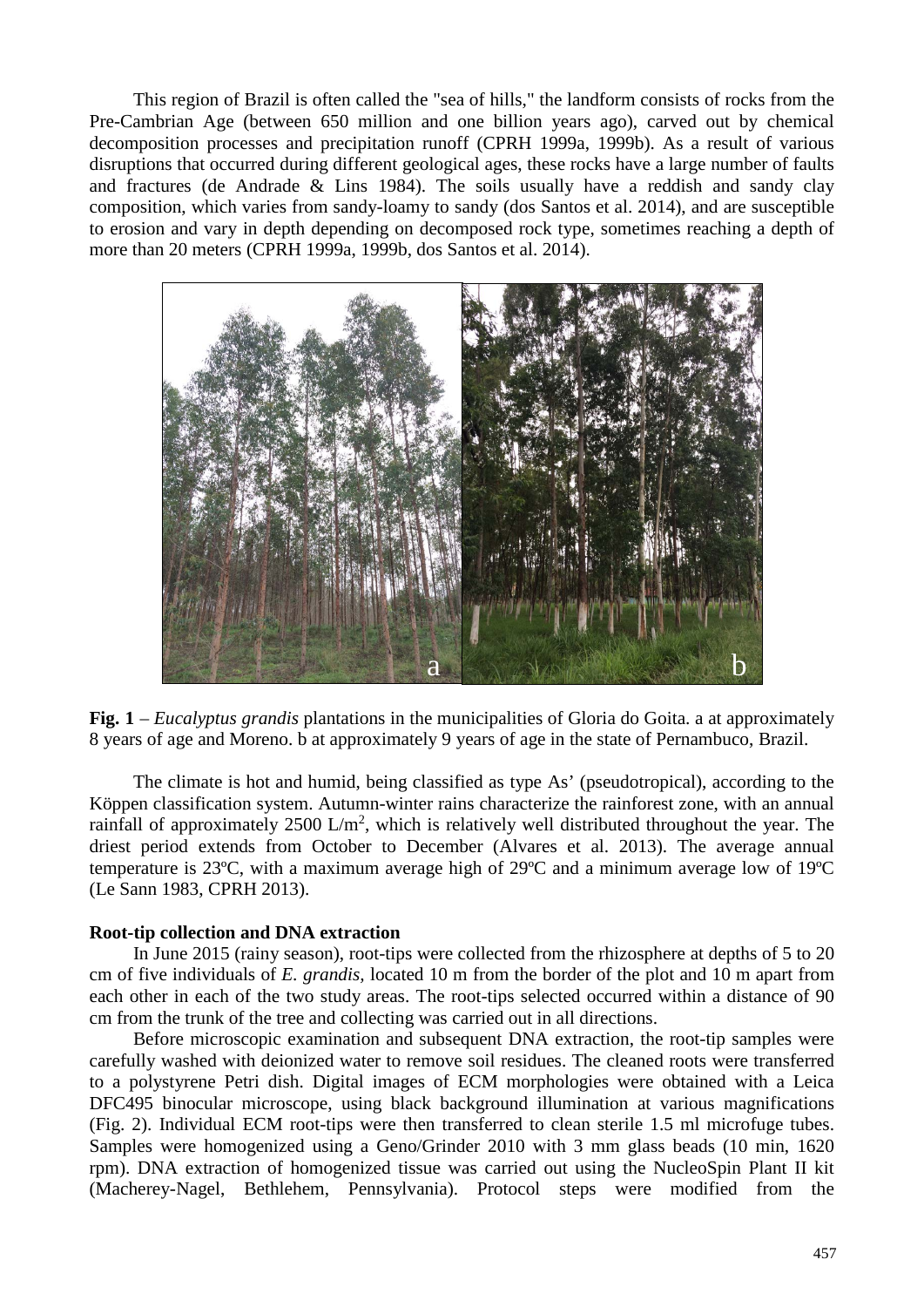This region of Brazil is often called the "sea of hills," the landform consists of rocks from the Pre-Cambrian Age (between 650 million and one billion years ago), carved out by chemical decomposition processes and precipitation runoff (CPRH 1999a, 1999b). As a result of various disruptions that occurred during different geological ages, these rocks have a large number of faults and fractures (de Andrade & Lins 1984). The soils usually have a reddish and sandy clay composition, which varies from sandy-loamy to sandy (dos Santos et al. 2014), and are susceptible to erosion and vary in depth depending on decomposed rock type, sometimes reaching a depth of more than 20 meters (CPRH 1999a, 1999b, dos Santos et al. 2014).

**Fig. 1** – *Eucalyptus grandis* plantations in the municipalities of Gloria do Goita. a at approximately 8 years of age and Moreno. b at approximately 9 years of age in the state of Pernambuco, Brazil.

The climate is hot and humid, being classified as type As' (pseudotropical), according to the Köppen classification system. Autumn-winter rains characterize the rainforest zone, with an annual rainfall of approximately 2500 L/m$^2$, which is relatively well distributed throughout the year. The driest period extends from October to December (Alvares et al. 2013). The average annual temperature is 23ºC, with a maximum average high of 29ºC and a minimum average low of 19ºC (Le Sann 1983, CPRH 2013).

**Root-tip collection and DNA extraction**

In June 2015 (rainy season), root-tips were collected from the rhizosphere at depths of 5 to 20 cm of five individuals of *E. grandis,* located 10 m from the border of the plot and 10 m apart from each other in each of the two study areas. The root-tips selected occurred within a distance of 90 cm from the trunk of the tree and collecting was carried out in all directions.

Before microscopic examination and subsequent DNA extraction, the root-tip samples were carefully washed with deionized water to remove soil residues. The cleaned roots were transferred to a polystyrene Petri dish. Digital images of ECM morphologies were obtained with a Leica DFC495 binocular microscope, using black background illumination at various magnifications (Fig. 2). Individual ECM root-tips were then transferred to clean sterile 1.5 ml microfuge tubes. Samples were homogenized using a Geno/Grinder 2010 with 3 mm glass beads (10 min, 1620 rpm). DNA extraction of homogenized tissue was carried out using the NucleoSpin Plant II kit (Macherey-Nagel, Bethlehem, Pennsylvania). Protocol steps were modified from the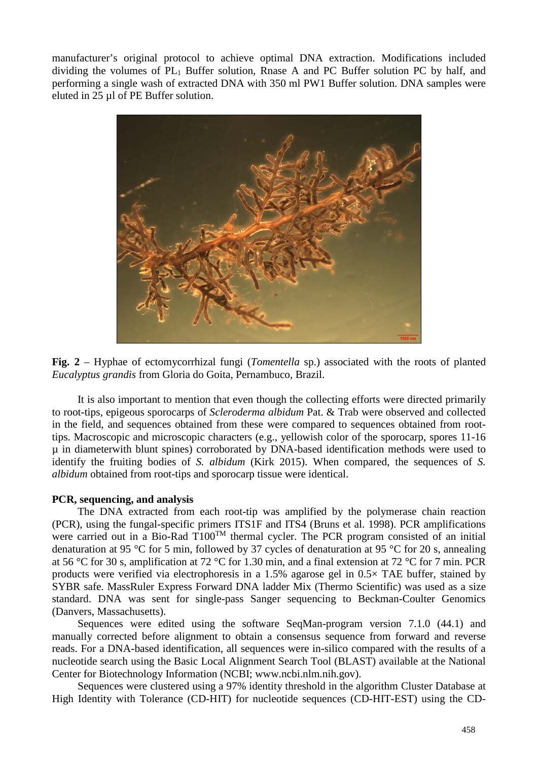manufacturer's original protocol to achieve optimal DNA extraction. Modifications included dividing the volumes of $PL_1$ Buffer solution, Rnase A and PC Buffer solution PC by half, and performing a single wash of extracted DNA with 350 ml PW1 Buffer solution. DNA samples were eluted in 25 µl of PE Buffer solution.

**Fig. 2** – Hyphae of ectomycorrhizal fungi (*Tomentella* sp.) associated with the roots of planted *Eucalyptus grandis* from Gloria do Goita, Pernambuco, Brazil.

It is also important to mention that even though the collecting efforts were directed primarily to root-tips, epigeous sporocarps of *Scleroderma albidum* Pat. & Trab were observed and collected in the field, and sequences obtained from these were compared to sequences obtained from root-tips. Macroscopic and microscopic characters (e.g., yellowish color of the sporocarp, spores 11-16 µ in diameterwith blunt spines) corroborated by DNA-based identification methods were used to identify the fruiting bodies of *S. albidum* (Kirk 2015). When compared, the sequences of *S. albidum* obtained from root-tips and sporocarp tissue were identical.

**PCR, sequencing, and analysis**

The DNA extracted from each root-tip was amplified by the polymerase chain reaction (PCR), using the fungal-specific primers ITS1F and ITS4 (Bruns et al. 1998). PCR amplifications were carried out in a Bio-Rad T100$^{TM}$ thermal cycler. The PCR program consisted of an initial denaturation at 95 °C for 5 min, followed by 37 cycles of denaturation at 95 °C for 20 s, annealing at 56 °C for 30 s, amplification at 72 °C for 1.30 min, and a final extension at 72 °C for 7 min. PCR products were verified via electrophoresis in a 1.5% agarose gel in 0.5× TAE buffer, stained by SYBR safe. MassRuler Express Forward DNA ladder Mix (Thermo Scientific) was used as a size standard. DNA was sent for single-pass Sanger sequencing to Beckman-Coulter Genomics (Danvers, Massachusetts).

Sequences were edited using the software SeqMan-program version 7.1.0 (44.1) and manually corrected before alignment to obtain a consensus sequence from forward and reverse reads. For a DNA-based identification, all sequences were in-silico compared with the results of a nucleotide search using the Basic Local Alignment Search Tool (BLAST) available at the National Center for Biotechnology Information (NCBI; www.ncbi.nlm.nih.gov).

Sequences were clustered using a 97% identity threshold in the algorithm Cluster Database at High Identity with Tolerance (CD-HIT) for nucleotide sequences (CD-HIT-EST) using the CD-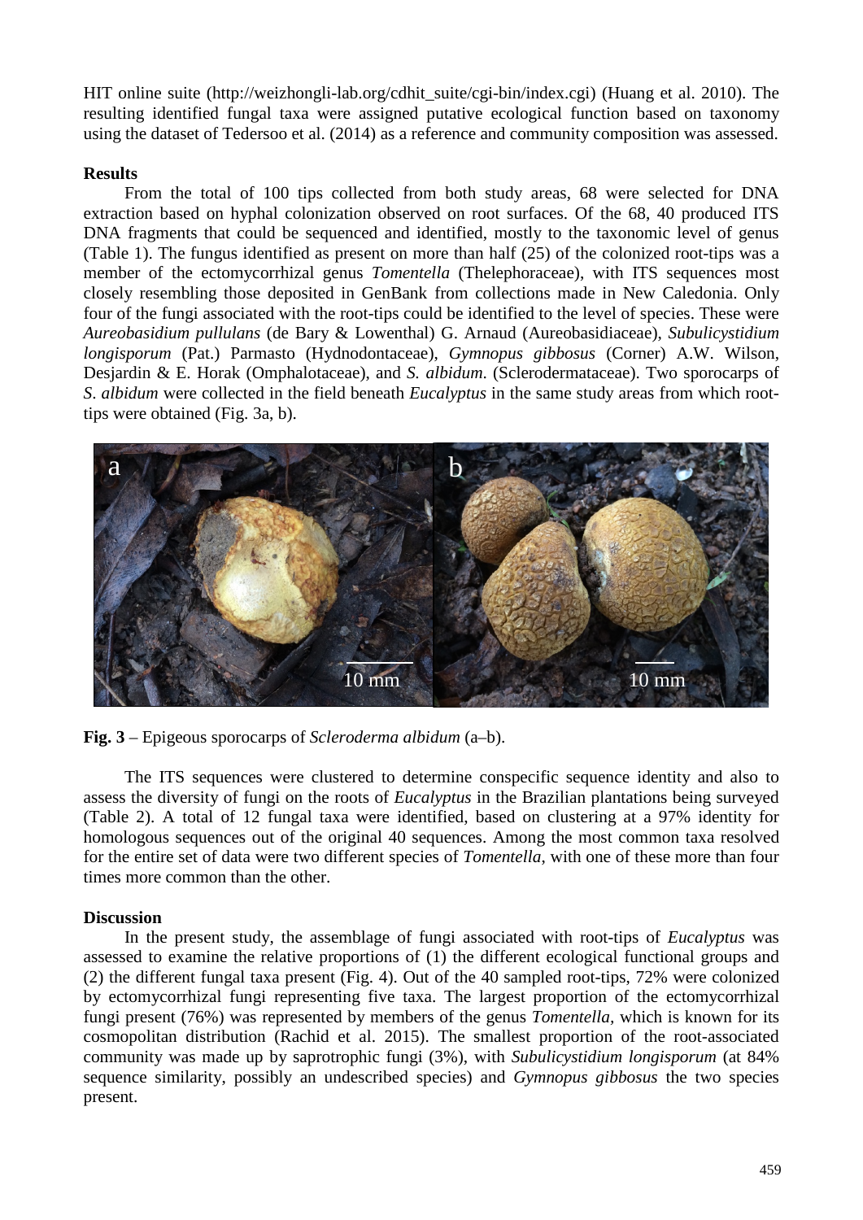HIT online suite (http://weizhongli-lab.org/cdhit_suite/cgi-bin/index.cgi) (Huang et al. 2010). The resulting identified fungal taxa were assigned putative ecological function based on taxonomy using the dataset of Tedersoo et al. (2014) as a reference and community composition was assessed.

## Results

From the total of 100 tips collected from both study areas, 68 were selected for DNA extraction based on hyphal colonization observed on root surfaces. Of the 68, 40 produced ITS DNA fragments that could be sequenced and identified, mostly to the taxonomic level of genus (Table 1). The fungus identified as present on more than half (25) of the colonized root-tips was a member of the ectomycorrhizal genus *Tomentella* (Thelephoraceae), with ITS sequences most closely resembling those deposited in GenBank from collections made in New Caledonia. Only four of the fungi associated with the root-tips could be identified to the level of species. These were *Aureobasidium pullulans* (de Bary & Lowenthal) G. Arnaud (Aureobasidiaceae), *Subulicystidium longisporum* (Pat.) Parmasto (Hydnodontaceae), *Gymnopus gibbosus* (Corner) A.W. Wilson, Desjardin & E. Horak (Omphalotaceae), and *S. albidum*. (Sclerodermataceae). Two sporocarps of *S. albidum* were collected in the field beneath *Eucalyptus* in the same study areas from which root-tips were obtained (Fig. 3a, b).

**Fig. 3** – Epigeous sporocarps of *Scleroderma albidum* (a–b).

The ITS sequences were clustered to determine conspecific sequence identity and also to assess the diversity of fungi on the roots of *Eucalyptus* in the Brazilian plantations being surveyed (Table 2). A total of 12 fungal taxa were identified, based on clustering at a 97% identity for homologous sequences out of the original 40 sequences. Among the most common taxa resolved for the entire set of data were two different species of *Tomentella*, with one of these more than four times more common than the other.

## Discussion

In the present study, the assemblage of fungi associated with root-tips of *Eucalyptus* was assessed to examine the relative proportions of (1) the different ecological functional groups and (2) the different fungal taxa present (Fig. 4). Out of the 40 sampled root-tips, 72% were colonized by ectomycorrhizal fungi representing five taxa. The largest proportion of the ectomycorrhizal fungi present (76%) was represented by members of the genus *Tomentella*, which is known for its cosmopolitan distribution (Rachid et al. 2015). The smallest proportion of the root-associated community was made up by saprotrophic fungi (3%), with *Subulicystidium longisporum* (at 84% sequence similarity, possibly an undescribed species) and *Gymnopus gibbosus* the two species present.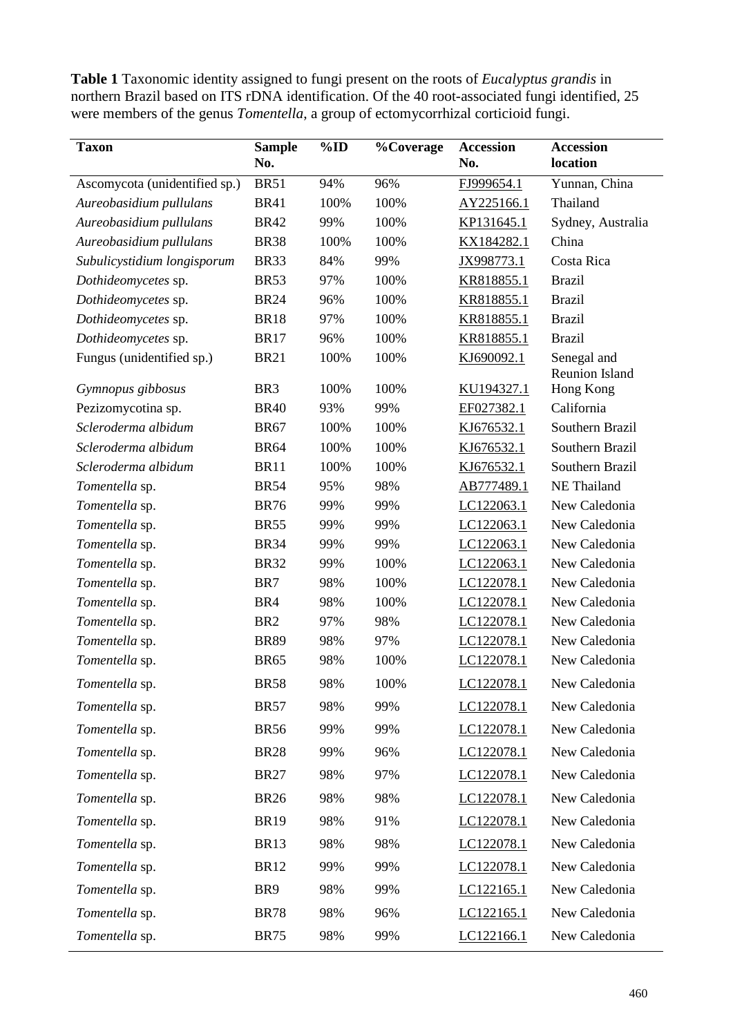**Table 1** Taxonomic identity assigned to fungi present on the roots of *Eucalyptus grandis* in northern Brazil based on ITS rDNA identification. Of the 40 root-associated fungi identified, 25 were members of the genus *Tomentella*, a group of ectomycorrhizal corticioid fungi.

| Taxon | Sample No. | %ID | %Coverage | Accession No. | Accession location |
|---|---|---|---|---|---|
| Ascomycota (unidentified sp.) | BR51 | 94% | 96% | FJ999654.1 | Yunnan, China |
| *Aureobasidium pullulans* | BR41 | 100% | 100% | AY225166.1 | Thailand |
| *Aureobasidium pullulans* | BR42 | 99% | 100% | KP131645.1 | Sydney, Australia |
| *Aureobasidium pullulans* | BR38 | 100% | 100% | KX184282.1 | China |
| *Subulicystidium longisporum* | BR33 | 84% | 99% | JX998773.1 | Costa Rica |
| *Dothideomycetes* sp. | BR53 | 97% | 100% | KR818855.1 | Brazil |
| *Dothideomycetes* sp. | BR24 | 96% | 100% | KR818855.1 | Brazil |
| *Dothideomycetes* sp. | BR18 | 97% | 100% | KR818855.1 | Brazil |
| *Dothideomycetes* sp. | BR17 | 96% | 100% | KR818855.1 | Brazil |
| Fungus (unidentified sp.) | BR21 | 100% | 100% | KJ690092.1 | Senegal and Reunion Island |
| *Gymnopus gibbosus* | BR3 | 100% | 100% | KU194327.1 | Hong Kong |
| Pezizomycotina sp. | BR40 | 93% | 99% | EF027382.1 | California |
| *Scleroderma albidum* | BR67 | 100% | 100% | KJ676532.1 | Southern Brazil |
| *Scleroderma albidum* | BR64 | 100% | 100% | KJ676532.1 | Southern Brazil |
| *Scleroderma albidum* | BR11 | 100% | 100% | KJ676532.1 | Southern Brazil |
| *Tomentella* sp. | BR54 | 95% | 98% | AB777489.1 | NE Thailand |
| *Tomentella* sp. | BR76 | 99% | 99% | LC122063.1 | New Caledonia |
| *Tomentella* sp. | BR55 | 99% | 99% | LC122063.1 | New Caledonia |
| *Tomentella* sp. | BR34 | 99% | 99% | LC122063.1 | New Caledonia |
| *Tomentella* sp. | BR32 | 99% | 100% | LC122063.1 | New Caledonia |
| *Tomentella* sp. | BR7 | 98% | 100% | LC122078.1 | New Caledonia |
| *Tomentella* sp. | BR4 | 98% | 100% | LC122078.1 | New Caledonia |
| *Tomentella* sp. | BR2 | 97% | 98% | LC122078.1 | New Caledonia |
| *Tomentella* sp. | BR89 | 98% | 97% | LC122078.1 | New Caledonia |
| *Tomentella* sp. | BR65 | 98% | 100% | LC122078.1 | New Caledonia |
| *Tomentella* sp. | BR58 | 98% | 100% | LC122078.1 | New Caledonia |
| *Tomentella* sp. | BR57 | 98% | 99% | LC122078.1 | New Caledonia |
| *Tomentella* sp. | BR56 | 99% | 99% | LC122078.1 | New Caledonia |
| *Tomentella* sp. | BR28 | 99% | 96% | LC122078.1 | New Caledonia |
| *Tomentella* sp. | BR27 | 98% | 97% | LC122078.1 | New Caledonia |
| *Tomentella* sp. | BR26 | 98% | 98% | LC122078.1 | New Caledonia |
| *Tomentella* sp. | BR19 | 98% | 91% | LC122078.1 | New Caledonia |
| *Tomentella* sp. | BR13 | 98% | 98% | LC122078.1 | New Caledonia |
| *Tomentella* sp. | BR12 | 99% | 99% | LC122078.1 | New Caledonia |
| *Tomentella* sp. | BR9 | 98% | 99% | LC122165.1 | New Caledonia |
| *Tomentella* sp. | BR78 | 98% | 96% | LC122165.1 | New Caledonia |
| *Tomentella* sp. | BR75 | 98% | 99% | LC122166.1 | New Caledonia |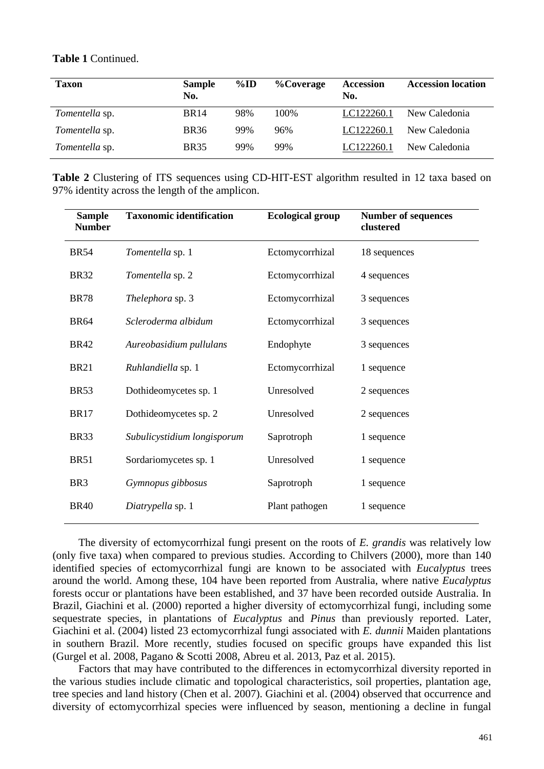**Table 1** Continued.

| Taxon | Sample No. | %ID | %Coverage | Accession No. | Accession location |
|---|---|---|---|---|---|
| *Tomentella* sp. | BR14 | 98% | 100% | LC122260.1 | New Caledonia |
| *Tomentella* sp. | BR36 | 99% | 96% | LC122260.1 | New Caledonia |
| *Tomentella* sp. | BR35 | 99% | 99% | LC122260.1 | New Caledonia |

**Table 2** Clustering of ITS sequences using CD-HIT-EST algorithm resulted in 12 taxa based on 97% identity across the length of the amplicon.

| Sample Number | Taxonomic identification | Ecological group | Number of sequences clustered |
|---|---|---|---|
| BR54 | *Tomentella* sp. 1 | Ectomycorrhizal | 18 sequences |
| BR32 | *Tomentella* sp. 2 | Ectomycorrhizal | 4 sequences |
| BR78 | *Thelephora* sp. 3 | Ectomycorrhizal | 3 sequences |
| BR64 | *Scleroderma albidum* | Ectomycorrhizal | 3 sequences |
| BR42 | *Aureobasidium pullulans* | Endophyte | 3 sequences |
| BR21 | *Ruhlandiella* sp. 1 | Ectomycorrhizal | 1 sequence |
| BR53 | Dothideomycetes sp. 1 | Unresolved | 2 sequences |
| BR17 | Dothideomycetes sp. 2 | Unresolved | 2 sequences |
| BR33 | *Subulicystidium longisporum* | Saprotroph | 1 sequence |
| BR51 | Sordariomycetes sp. 1 | Unresolved | 1 sequence |
| BR3 | *Gymnopus gibbosus* | Saprotroph | 1 sequence |
| BR40 | *Diatrypella* sp. 1 | Plant pathogen | 1 sequence |

The diversity of ectomycorrhizal fungi present on the roots of *E. grandis* was relatively low (only five taxa) when compared to previous studies. According to Chilvers (2000), more than 140 identified species of ectomycorrhizal fungi are known to be associated with *Eucalyptus* trees around the world. Among these, 104 have been reported from Australia, where native *Eucalyptus* forests occur or plantations have been established, and 37 have been recorded outside Australia. In Brazil, Giachini et al. (2000) reported a higher diversity of ectomycorrhizal fungi, including some sequestrate species, in plantations of *Eucalyptus* and *Pinus* than previously reported. Later, Giachini et al. (2004) listed 23 ectomycorrhizal fungi associated with *E. dunnii* Maiden plantations in southern Brazil. More recently, studies focused on specific groups have expanded this list (Gurgel et al. 2008, Pagano & Scotti 2008, Abreu et al. 2013, Paz et al. 2015).

Factors that may have contributed to the differences in ectomycorrhizal diversity reported in the various studies include climatic and topological characteristics, soil properties, plantation age, tree species and land history (Chen et al. 2007). Giachini et al. (2004) observed that occurrence and diversity of ectomycorrhizal species were influenced by season, mentioning a decline in fungal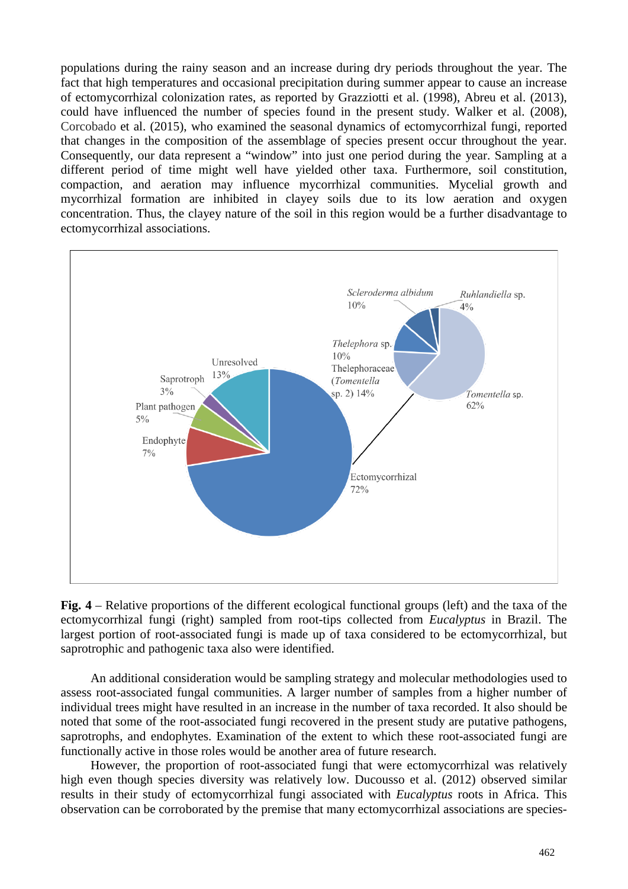populations during the rainy season and an increase during dry periods throughout the year. The fact that high temperatures and occasional precipitation during summer appear to cause an increase of ectomycorrhizal colonization rates, as reported by Grazziotti et al. (1998), Abreu et al. (2013), could have influenced the number of species found in the present study. Walker et al. (2008), Corcobado et al. (2015), who examined the seasonal dynamics of ectomycorrhizal fungi, reported that changes in the composition of the assemblage of species present occur throughout the year. Consequently, our data represent a "window" into just one period during the year. Sampling at a different period of time might well have yielded other taxa. Furthermore, soil constitution, compaction, and aeration may influence mycorrhizal communities. Mycelial growth and mycorrhizal formation are inhibited in clayey soils due to its low aeration and oxygen concentration. Thus, the clayey nature of the soil in this region would be a further disadvantage to ectomycorrhizal associations.

**Fig. 4** – Relative proportions of the different ecological functional groups (left) and the taxa of the ectomycorrhizal fungi (right) sampled from root-tips collected from *Eucalyptus* in Brazil. The largest portion of root-associated fungi is made up of taxa considered to be ectomycorrhizal, but saprotrophic and pathogenic taxa also were identified.

An additional consideration would be sampling strategy and molecular methodologies used to assess root-associated fungal communities. A larger number of samples from a higher number of individual trees might have resulted in an increase in the number of taxa recorded. It also should be noted that some of the root-associated fungi recovered in the present study are putative pathogens, saprotrophs, and endophytes. Examination of the extent to which these root-associated fungi are functionally active in those roles would be another area of future research.

However, the proportion of root-associated fungi that were ectomycorrhizal was relatively high even though species diversity was relatively low. Ducousso et al. (2012) observed similar results in their study of ectomycorrhizal fungi associated with *Eucalyptus* roots in Africa. This observation can be corroborated by the premise that many ectomycorrhizal associations are species-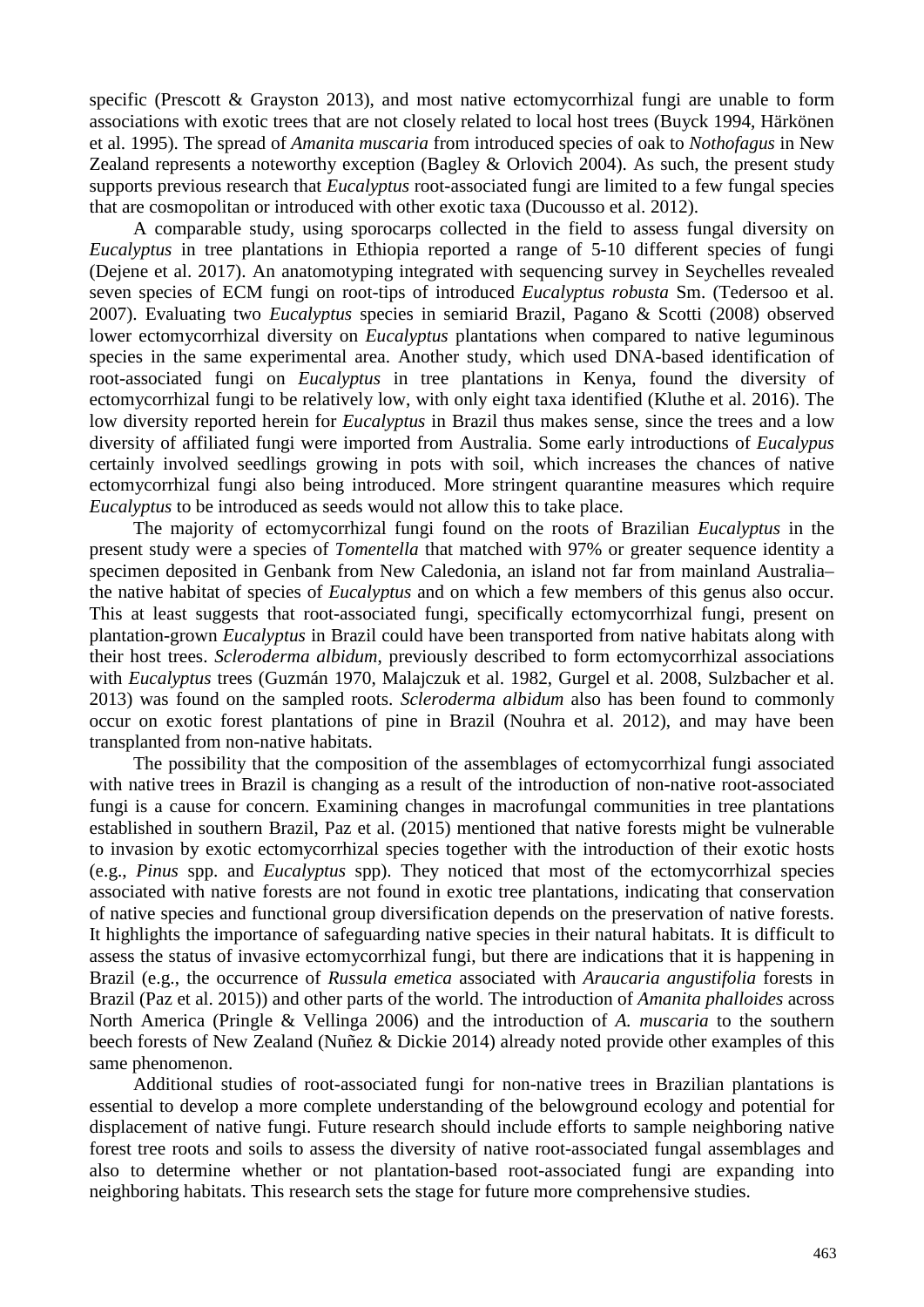specific (Prescott & Grayston 2013), and most native ectomycorrhizal fungi are unable to form associations with exotic trees that are not closely related to local host trees (Buyck 1994, Härkönen et al. 1995). The spread of *Amanita muscaria* from introduced species of oak to *Nothofagus* in New Zealand represents a noteworthy exception (Bagley & Orlovich 2004). As such, the present study supports previous research that *Eucalyptus* root-associated fungi are limited to a few fungal species that are cosmopolitan or introduced with other exotic taxa (Ducousso et al. 2012).

A comparable study, using sporocarps collected in the field to assess fungal diversity on *Eucalyptus* in tree plantations in Ethiopia reported a range of 5-10 different species of fungi (Dejene et al. 2017). An anatomotyping integrated with sequencing survey in Seychelles revealed seven species of ECM fungi on root-tips of introduced *Eucalyptus robusta* Sm. (Tedersoo et al. 2007). Evaluating two *Eucalyptus* species in semiarid Brazil, Pagano & Scotti (2008) observed lower ectomycorrhizal diversity on *Eucalyptus* plantations when compared to native leguminous species in the same experimental area. Another study, which used DNA-based identification of root-associated fungi on *Eucalyptus* in tree plantations in Kenya, found the diversity of ectomycorrhizal fungi to be relatively low, with only eight taxa identified (Kluthe et al. 2016). The low diversity reported herein for *Eucalyptus* in Brazil thus makes sense, since the trees and a low diversity of affiliated fungi were imported from Australia. Some early introductions of *Eucalypus* certainly involved seedlings growing in pots with soil, which increases the chances of native ectomycorrhizal fungi also being introduced. More stringent quarantine measures which require *Eucalyptus* to be introduced as seeds would not allow this to take place.

The majority of ectomycorrhizal fungi found on the roots of Brazilian *Eucalyptus* in the present study were a species of *Tomentella* that matched with 97% or greater sequence identity a specimen deposited in Genbank from New Caledonia, an island not far from mainland Australia– the native habitat of species of *Eucalyptus* and on which a few members of this genus also occur. This at least suggests that root-associated fungi, specifically ectomycorrhizal fungi, present on plantation-grown *Eucalyptus* in Brazil could have been transported from native habitats along with their host trees. *Scleroderma albidum*, previously described to form ectomycorrhizal associations with *Eucalyptus* trees (Guzmán 1970, Malajczuk et al. 1982, Gurgel et al. 2008, Sulzbacher et al. 2013) was found on the sampled roots. *Scleroderma albidum* also has been found to commonly occur on exotic forest plantations of pine in Brazil (Nouhra et al. 2012), and may have been transplanted from non-native habitats.

The possibility that the composition of the assemblages of ectomycorrhizal fungi associated with native trees in Brazil is changing as a result of the introduction of non-native root-associated fungi is a cause for concern. Examining changes in macrofungal communities in tree plantations established in southern Brazil, Paz et al. (2015) mentioned that native forests might be vulnerable to invasion by exotic ectomycorrhizal species together with the introduction of their exotic hosts (e.g., *Pinus* spp. and *Eucalyptus* spp). They noticed that most of the ectomycorrhizal species associated with native forests are not found in exotic tree plantations, indicating that conservation of native species and functional group diversification depends on the preservation of native forests. It highlights the importance of safeguarding native species in their natural habitats. It is difficult to assess the status of invasive ectomycorrhizal fungi, but there are indications that it is happening in Brazil (e.g., the occurrence of *Russula emetica* associated with *Araucaria angustifolia* forests in Brazil (Paz et al. 2015)) and other parts of the world. The introduction of *Amanita phalloides* across North America (Pringle & Vellinga 2006) and the introduction of *A. muscaria* to the southern beech forests of New Zealand (Nuñez & Dickie 2014) already noted provide other examples of this same phenomenon.

Additional studies of root-associated fungi for non-native trees in Brazilian plantations is essential to develop a more complete understanding of the belowground ecology and potential for displacement of native fungi. Future research should include efforts to sample neighboring native forest tree roots and soils to assess the diversity of native root-associated fungal assemblages and also to determine whether or not plantation-based root-associated fungi are expanding into neighboring habitats. This research sets the stage for future more comprehensive studies.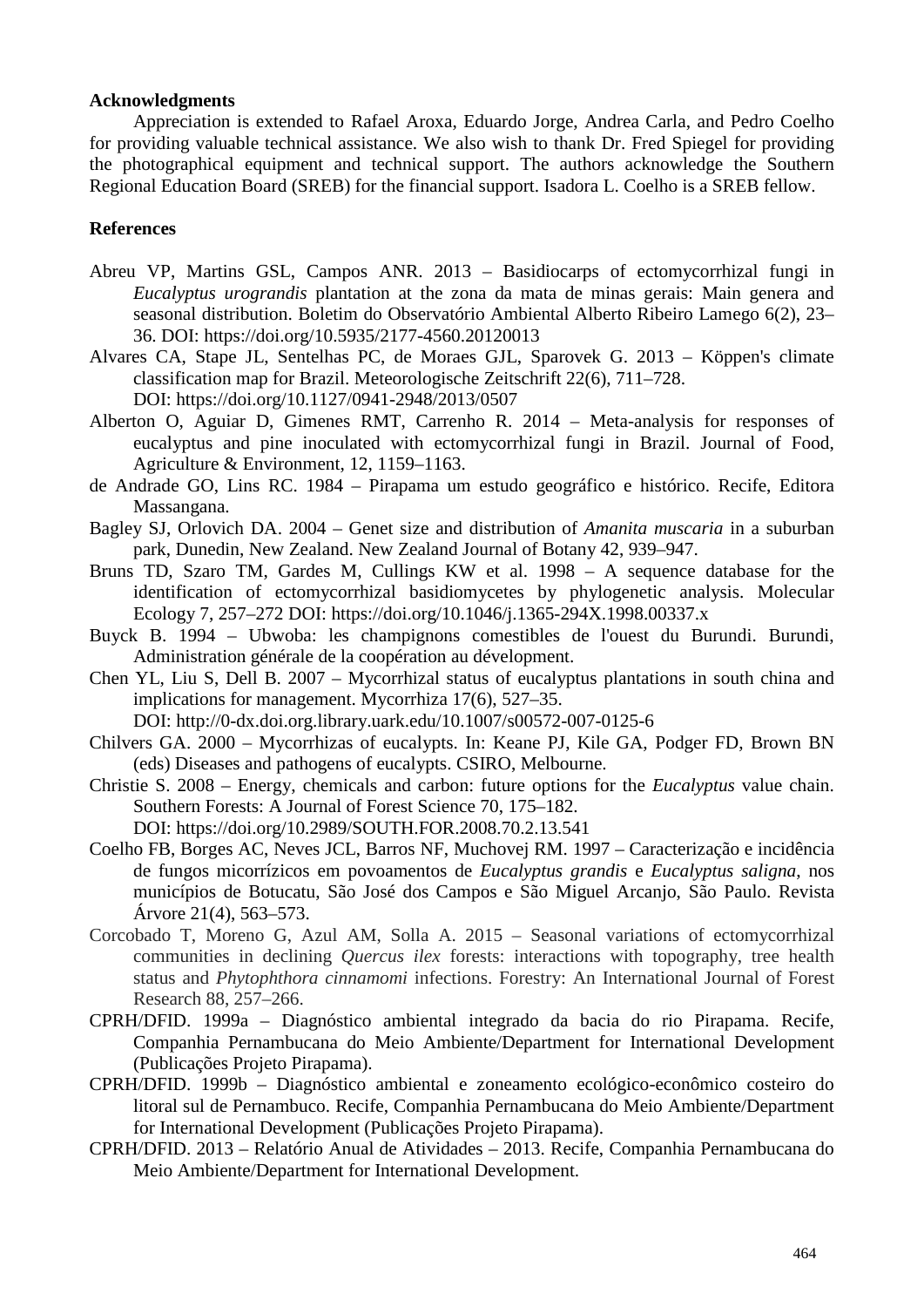**Acknowledgments**

Appreciation is extended to Rafael Aroxa, Eduardo Jorge, Andrea Carla, and Pedro Coelho for providing valuable technical assistance. We also wish to thank Dr. Fred Spiegel for providing the photographical equipment and technical support. The authors acknowledge the Southern Regional Education Board (SREB) for the financial support. Isadora L. Coelho is a SREB fellow.

**References**

Abreu VP, Martins GSL, Campos ANR. 2013 – Basidiocarps of ectomycorrhizal fungi in *Eucalyptus urograndis* plantation at the zona da mata de minas gerais: Main genera and seasonal distribution. Boletim do Observatório Ambiental Alberto Ribeiro Lamego 6(2), 23–36. DOI: https://doi.org/10.5935/2177-4560.20120013

Alvares CA, Stape JL, Sentelhas PC, de Moraes GJL, Sparovek G. 2013 – Köppen's climate classification map for Brazil. Meteorologische Zeitschrift 22(6), 711–728. DOI: https://doi.org/10.1127/0941-2948/2013/0507

Alberton O, Aguiar D, Gimenes RMT, Carrenho R. 2014 – Meta-analysis for responses of eucalyptus and pine inoculated with ectomycorrhizal fungi in Brazil. Journal of Food, Agriculture & Environment, 12, 1159–1163.

de Andrade GO, Lins RC. 1984 – Pirapama um estudo geográfico e histórico. Recife, Editora Massangana.

Bagley SJ, Orlovich DA. 2004 – Genet size and distribution of *Amanita muscaria* in a suburban park, Dunedin, New Zealand. New Zealand Journal of Botany 42, 939–947.

Bruns TD, Szaro TM, Gardes M, Cullings KW et al. 1998 – A sequence database for the identification of ectomycorrhizal basidiomycetes by phylogenetic analysis. Molecular Ecology 7, 257–272 DOI: https://doi.org/10.1046/j.1365-294X.1998.00337.x

Buyck B. 1994 – Ubwoba: les champignons comestibles de l'ouest du Burundi. Burundi, Administration générale de la coopération au dévelopment.

Chen YL, Liu S, Dell B. 2007 – Mycorrhizal status of eucalyptus plantations in south china and implications for management. Mycorrhiza 17(6), 527–35. DOI: http://0-dx.doi.org.library.uark.edu/10.1007/s00572-007-0125-6

Chilvers GA. 2000 – Mycorrhizas of eucalypts. In: Keane PJ, Kile GA, Podger FD, Brown BN (eds) Diseases and pathogens of eucalypts. CSIRO, Melbourne.

Christie S. 2008 – Energy, chemicals and carbon: future options for the *Eucalyptus* value chain. Southern Forests: A Journal of Forest Science 70, 175–182. DOI: https://doi.org/10.2989/SOUTH.FOR.2008.70.2.13.541

Coelho FB, Borges AC, Neves JCL, Barros NF, Muchovej RM. 1997 – Caracterização e incidência de fungos micorrízicos em povoamentos de *Eucalyptus grandis* e *Eucalyptus saligna*, nos municípios de Botucatu, São José dos Campos e São Miguel Arcanjo, São Paulo. Revista Árvore 21(4), 563–573.

Corcobado T, Moreno G, Azul AM, Solla A. 2015 – Seasonal variations of ectomycorrhizal communities in declining *Quercus ilex* forests: interactions with topography, tree health status and *Phytophthora cinnamomi* infections. Forestry: An International Journal of Forest Research 88, 257–266.

CPRH/DFID. 1999a – Diagnóstico ambiental integrado da bacia do rio Pirapama. Recife, Companhia Pernambucana do Meio Ambiente/Department for International Development (Publicações Projeto Pirapama).

CPRH/DFID. 1999b – Diagnóstico ambiental e zoneamento ecológico-econômico costeiro do litoral sul de Pernambuco. Recife, Companhia Pernambucana do Meio Ambiente/Department for International Development (Publicações Projeto Pirapama).

CPRH/DFID. 2013 – Relatório Anual de Atividades – 2013. Recife, Companhia Pernambucana do Meio Ambiente/Department for International Development.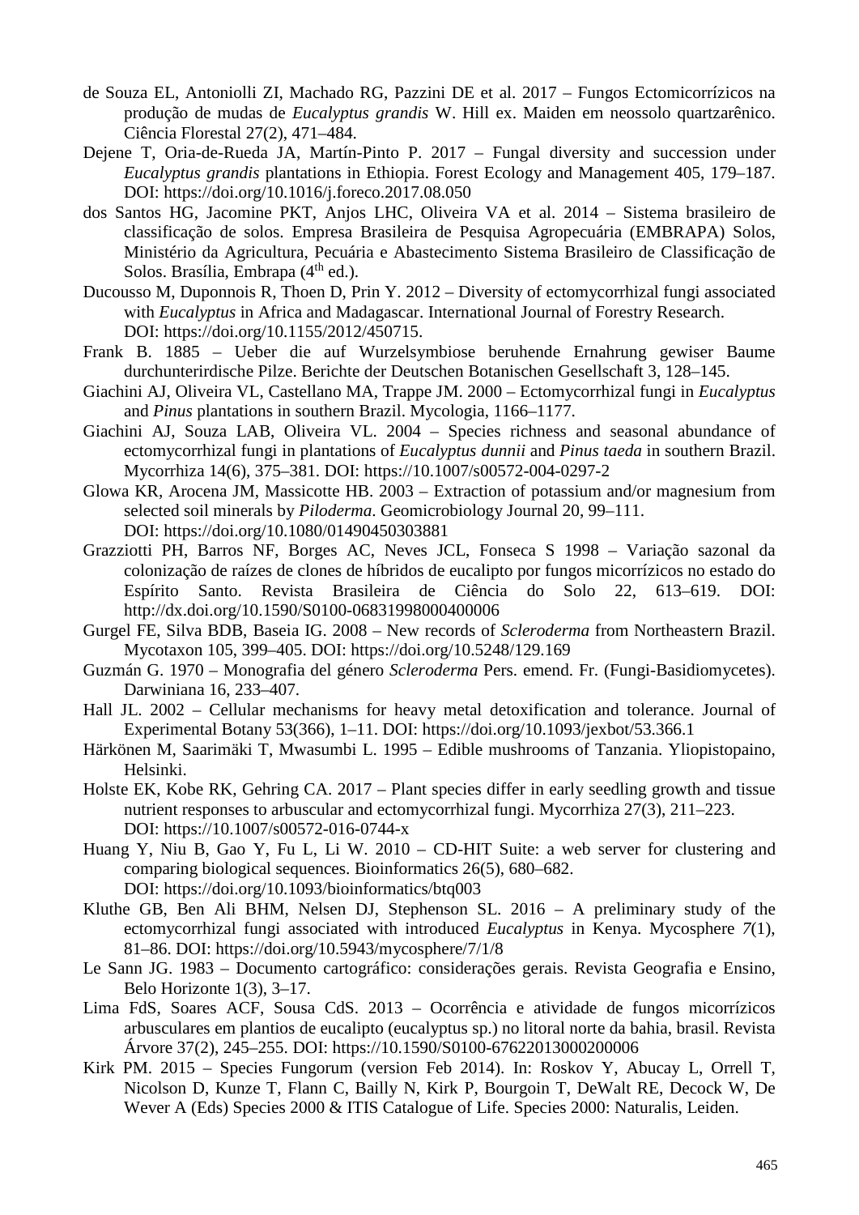de Souza EL, Antoniolli ZI, Machado RG, Pazzini DE et al. 2017 – Fungos Ectomicorrízicos na produção de mudas de *Eucalyptus grandis* W. Hill ex. Maiden em neossolo quartzarênico. Ciência Florestal 27(2), 471–484.

Dejene T, Oria-de-Rueda JA, Martín-Pinto P. 2017 – Fungal diversity and succession under *Eucalyptus grandis* plantations in Ethiopia. Forest Ecology and Management 405, 179–187. DOI: https://doi.org/10.1016/j.foreco.2017.08.050

dos Santos HG, Jacomine PKT, Anjos LHC, Oliveira VA et al. 2014 – Sistema brasileiro de classificação de solos. Empresa Brasileira de Pesquisa Agropecuária (EMBRAPA) Solos, Ministério da Agricultura, Pecuária e Abastecimento Sistema Brasileiro de Classificação de Solos. Brasília, Embrapa (4th ed.).

Ducousso M, Duponnois R, Thoen D, Prin Y. 2012 – Diversity of ectomycorrhizal fungi associated with *Eucalyptus* in Africa and Madagascar. International Journal of Forestry Research. DOI: https://doi.org/10.1155/2012/450715.

Frank B. 1885 – Ueber die auf Wurzelsymbiose beruhende Ernahrung gewiser Baume durchunterirdische Pilze. Berichte der Deutschen Botanischen Gesellschaft 3, 128–145.

Giachini AJ, Oliveira VL, Castellano MA, Trappe JM. 2000 – Ectomycorrhizal fungi in *Eucalyptus* and *Pinus* plantations in southern Brazil. Mycologia, 1166–1177.

Giachini AJ, Souza LAB, Oliveira VL. 2004 – Species richness and seasonal abundance of ectomycorrhizal fungi in plantations of *Eucalyptus dunnii* and *Pinus taeda* in southern Brazil. Mycorrhiza 14(6), 375–381. DOI: https://10.1007/s00572-004-0297-2

Glowa KR, Arocena JM, Massicotte HB. 2003 – Extraction of potassium and/or magnesium from selected soil minerals by *Piloderma*. Geomicrobiology Journal 20, 99–111. DOI: https://doi.org/10.1080/01490450303881

Grazziotti PH, Barros NF, Borges AC, Neves JCL, Fonseca S 1998 – Variação sazonal da colonização de raízes de clones de híbridos de eucalipto por fungos micorrízicos no estado do Espírito Santo. Revista Brasileira de Ciência do Solo 22, 613–619. DOI: http://dx.doi.org/10.1590/S0100-06831998000400006

Gurgel FE, Silva BDB, Baseia IG. 2008 – New records of *Scleroderma* from Northeastern Brazil. Mycotaxon 105, 399–405. DOI: https://doi.org/10.5248/129.169

Guzmán G. 1970 – Monografia del género *Scleroderma* Pers. emend. Fr. (Fungi-Basidiomycetes). Darwiniana 16, 233–407.

Hall JL. 2002 – Cellular mechanisms for heavy metal detoxification and tolerance. Journal of Experimental Botany 53(366), 1–11. DOI: https://doi.org/10.1093/jexbot/53.366.1

Härkönen M, Saarimäki T, Mwasumbi L. 1995 – Edible mushrooms of Tanzania. Yliopistopaino, Helsinki.

Holste EK, Kobe RK, Gehring CA. 2017 – Plant species differ in early seedling growth and tissue nutrient responses to arbuscular and ectomycorrhizal fungi. Mycorrhiza 27(3), 211–223. DOI: https://10.1007/s00572-016-0744-x

Huang Y, Niu B, Gao Y, Fu L, Li W. 2010 – CD-HIT Suite: a web server for clustering and comparing biological sequences. Bioinformatics 26(5), 680–682. DOI: https://doi.org/10.1093/bioinformatics/btq003

Kluthe GB, Ben Ali BHM, Nelsen DJ, Stephenson SL. 2016 – A preliminary study of the ectomycorrhizal fungi associated with introduced *Eucalyptus* in Kenya. Mycosphere *7*(1), 81–86. DOI: https://doi.org/10.5943/mycosphere/7/1/8

Le Sann JG. 1983 – Documento cartográfico: considerações gerais. Revista Geografia e Ensino, Belo Horizonte 1(3), 3–17.

Lima FdS, Soares ACF, Sousa CdS. 2013 – Ocorrência e atividade de fungos micorrízicos arbusculares em plantios de eucalipto (eucalyptus sp.) no litoral norte da bahia, brasil. Revista Árvore 37(2), 245–255. DOI: https://10.1590/S0100-67622013000200006

Kirk PM. 2015 – Species Fungorum (version Feb 2014). In: Roskov Y, Abucay L, Orrell T, Nicolson D, Kunze T, Flann C, Bailly N, Kirk P, Bourgoin T, DeWalt RE, Decock W, De Wever A (Eds) Species 2000 & ITIS Catalogue of Life. Species 2000: Naturalis, Leiden.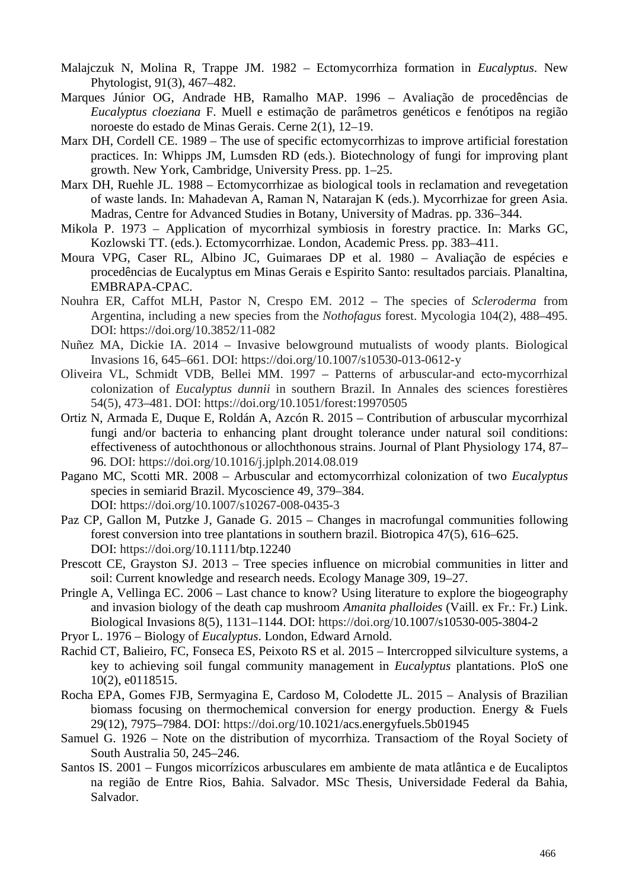Malajczuk N, Molina R, Trappe JM. 1982 – Ectomycorrhiza formation in *Eucalyptus*. New Phytologist, 91(3), 467–482.

Marques Júnior OG, Andrade HB, Ramalho MAP. 1996 – Avaliação de procedências de *Eucalyptus cloeziana* F. Muell e estimação de parâmetros genéticos e fenótipos na região noroeste do estado de Minas Gerais. Cerne 2(1), 12–19.

Marx DH, Cordell CE. 1989 – The use of specific ectomycorrhizas to improve artificial forestation practices. In: Whipps JM, Lumsden RD (eds.). Biotechnology of fungi for improving plant growth. New York, Cambridge, University Press. pp. 1–25.

Marx DH, Ruehle JL. 1988 – Ectomycorrhizae as biological tools in reclamation and revegetation of waste lands. In: Mahadevan A, Raman N, Natarajan K (eds.). Mycorrhizae for green Asia. Madras, Centre for Advanced Studies in Botany, University of Madras. pp. 336–344.

Mikola P. 1973 – Application of mycorrhizal symbiosis in forestry practice. In: Marks GC, Kozlowski TT. (eds.). Ectomycorrhizae. London, Academic Press. pp. 383–411.

Moura VPG, Caser RL, Albino JC, Guimaraes DP et al. 1980 – Avaliação de espécies e procedências de Eucalyptus em Minas Gerais e Espirito Santo: resultados parciais. Planaltina, EMBRAPA-CPAC.

Nouhra ER, Caffot MLH, Pastor N, Crespo EM. 2012 – The species of *Scleroderma* from Argentina, including a new species from the *Nothofagus* forest. Mycologia 104(2), 488–495. DOI: https://doi.org/10.3852/11-082

Nuñez MA, Dickie IA. 2014 – Invasive belowground mutualists of woody plants. Biological Invasions 16, 645–661. DOI: https://doi.org/10.1007/s10530-013-0612-y

Oliveira VL, Schmidt VDB, Bellei MM. 1997 – Patterns of arbuscular-and ecto-mycorrhizal colonization of *Eucalyptus dunnii* in southern Brazil. In Annales des sciences forestières 54(5), 473–481. DOI: https://doi.org/10.1051/forest:19970505

Ortiz N, Armada E, Duque E, Roldán A, Azcón R. 2015 – Contribution of arbuscular mycorrhizal fungi and/or bacteria to enhancing plant drought tolerance under natural soil conditions: effectiveness of autochthonous or allochthonous strains. Journal of Plant Physiology 174, 87–96. DOI: https://doi.org/10.1016/j.jplph.2014.08.019

Pagano MC, Scotti MR. 2008 – Arbuscular and ectomycorrhizal colonization of two *Eucalyptus* species in semiarid Brazil. Mycoscience 49, 379–384. DOI: https://doi.org/10.1007/s10267-008-0435-3

Paz CP, Gallon M, Putzke J, Ganade G. 2015 – Changes in macrofungal communities following forest conversion into tree plantations in southern brazil. Biotropica 47(5), 616–625. DOI: https://doi.org/10.1111/btp.12240

Prescott CE, Grayston SJ. 2013 – Tree species influence on microbial communities in litter and soil: Current knowledge and research needs. Ecology Manage 309, 19–27.

Pringle A, Vellinga EC. 2006 – Last chance to know? Using literature to explore the biogeography and invasion biology of the death cap mushroom *Amanita phalloides* (Vaill. ex Fr.: Fr.) Link. Biological Invasions 8(5), 1131–1144. DOI: https://doi.org/10.1007/s10530-005-3804-2

Pryor L. 1976 – Biology of *Eucalyptus*. London, Edward Arnold.

Rachid CT, Balieiro, FC, Fonseca ES, Peixoto RS et al. 2015 – Intercropped silviculture systems, a key to achieving soil fungal community management in *Eucalyptus* plantations. PloS one 10(2), e0118515.

Rocha EPA, Gomes FJB, Sermyagina E, Cardoso M, Colodette JL. 2015 – Analysis of Brazilian biomass focusing on thermochemical conversion for energy production. Energy & Fuels 29(12), 7975–7984. DOI: https://doi.org/10.1021/acs.energyfuels.5b01945

Samuel G. 1926 – Note on the distribution of mycorrhiza. Transactiom of the Royal Society of South Australia 50, 245–246.

Santos IS. 2001 – Fungos micorrízicos arbusculares em ambiente de mata atlântica e de Eucaliptos na região de Entre Rios, Bahia. Salvador. MSc Thesis, Universidade Federal da Bahia, Salvador.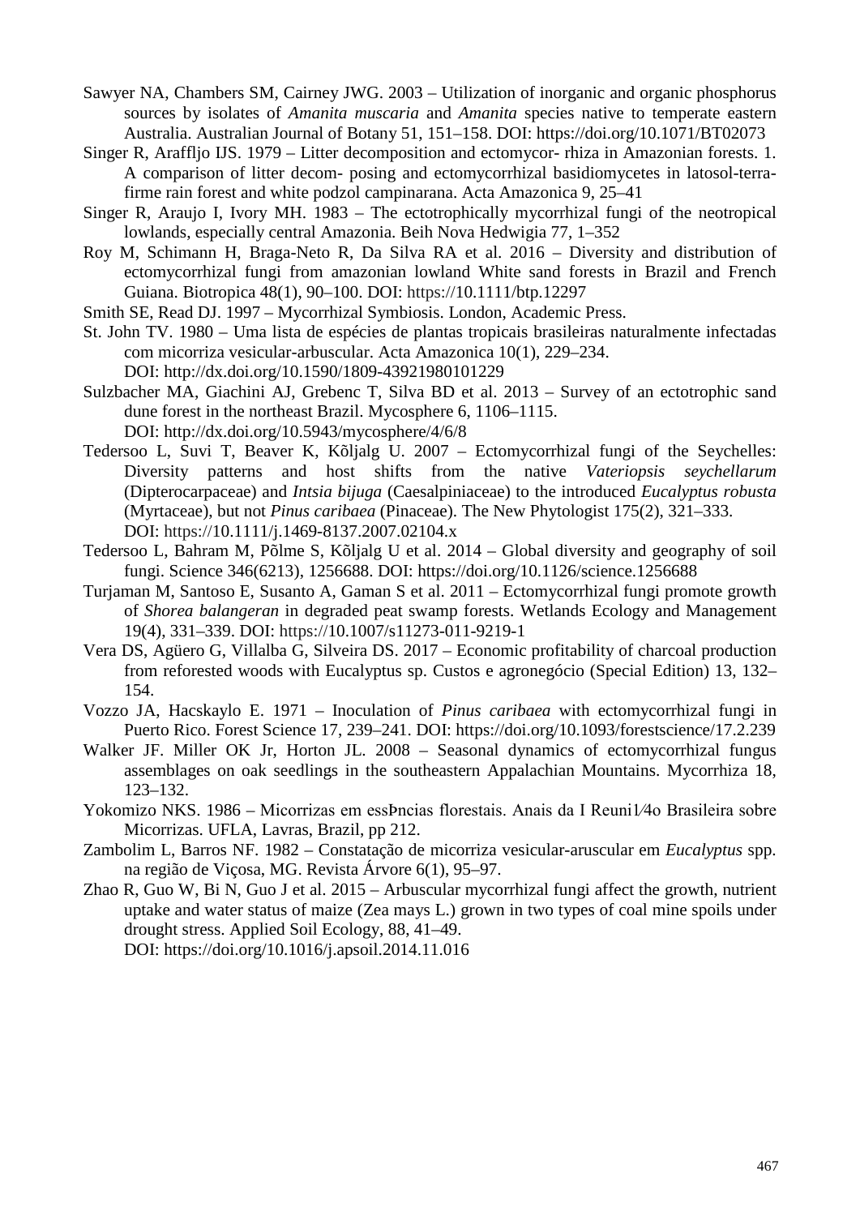Sawyer NA, Chambers SM, Cairney JWG. 2003 – Utilization of inorganic and organic phosphorus sources by isolates of *Amanita muscaria* and *Amanita* species native to temperate eastern Australia. Australian Journal of Botany 51, 151–158. DOI: https://doi.org/10.1071/BT02073

Singer R, Arаffljo IJS. 1979 – Litter decomposition and ectomycor- rhiza in Amazonian forests. 1. A comparison of litter decom- posing and ectomycorrhizal basidiomycetes in latosol-terra-firme rain forest and white podzol campinarana. Acta Amazonica 9, 25–41

Singer R, Araujo I, Ivory MH. 1983 – The ectotrophically mycorrhizal fungi of the neotropical lowlands, especially central Amazonia. Beih Nova Hedwigia 77, 1–352

Roy M, Schimann H, Braga-Neto R, Da Silva RA et al. 2016 – Diversity and distribution of ectomycorrhizal fungi from amazonian lowland White sand forests in Brazil and French Guiana. Biotropica 48(1), 90–100. DOI: https://10.1111/btp.12297

Smith SE, Read DJ. 1997 – Mycorrhizal Symbiosis. London, Academic Press.

St. John TV. 1980 – Uma lista de espécies de plantas tropicais brasileiras naturalmente infectadas com micorriza vesicular-arbuscular. Acta Amazonica 10(1), 229–234. DOI: http://dx.doi.org/10.1590/1809-43921980101229

Sulzbacher MA, Giachini AJ, Grebenc T, Silva BD et al. 2013 – Survey of an ectotrophic sand dune forest in the northeast Brazil. Mycosphere 6, 1106–1115. DOI: http://dx.doi.org/10.5943/mycosphere/4/6/8

Tedersoo L, Suvi T, Beaver K, Kõljalg U. 2007 – Ectomycorrhizal fungi of the Seychelles: Diversity patterns and host shifts from the native *Vateriopsis seychellarum* (Dipterocarpaceae) and *Intsia bijuga* (Caesalpiniaceae) to the introduced *Eucalyptus robusta* (Myrtaceae), but not *Pinus caribaea* (Pinaceae). The New Phytologist 175(2), 321–333. DOI: https://10.1111/j.1469-8137.2007.02104.x

Tedersoo L, Bahram M, Põlme S, Kõljalg U et al. 2014 – Global diversity and geography of soil fungi. Science 346(6213), 1256688. DOI: https://doi.org/10.1126/science.1256688

Turjaman M, Santoso E, Susanto A, Gaman S et al. 2011 – Ectomycorrhizal fungi promote growth of *Shorea balangeran* in degraded peat swamp forests. Wetlands Ecology and Management 19(4), 331–339. DOI: https://10.1007/s11273-011-9219-1

Vera DS, Agüero G, Villalba G, Silveira DS. 2017 – Economic profitability of charcoal production from reforested woods with Eucalyptus sp. Custos e agronegócio (Special Edition) 13, 132–154.

Vozzo JA, Hacskaylo E. 1971 – Inoculation of *Pinus caribaea* with ectomycorrhizal fungi in Puerto Rico. Forest Science 17, 239–241. DOI: https://doi.org/10.1093/forestscience/17.2.239

Walker JF. Miller OK Jr, Horton JL. 2008 – Seasonal dynamics of ectomycorrhizal fungus assemblages on oak seedlings in the southeastern Appalachian Mountains. Mycorrhiza 18, 123–132.

Yokomizo NKS. 1986 – Micorrizas em essÞncias florestais. Anais da I Reuni1⁄4o Brasileira sobre Micorrizas. UFLA, Lavras, Brazil, pp 212.

Zambolim L, Barros NF. 1982 – Constatação de micorriza vesicular-aruscular em *Eucalyptus* spp. na região de Viçosa, MG. Revista Árvore 6(1), 95–97.

Zhao R, Guo W, Bi N, Guo J et al. 2015 – Arbuscular mycorrhizal fungi affect the growth, nutrient uptake and water status of maize (Zea mays L.) grown in two types of coal mine spoils under drought stress. Applied Soil Ecology, 88, 41–49. DOI: https://doi.org/10.1016/j.apsoil.2014.11.016